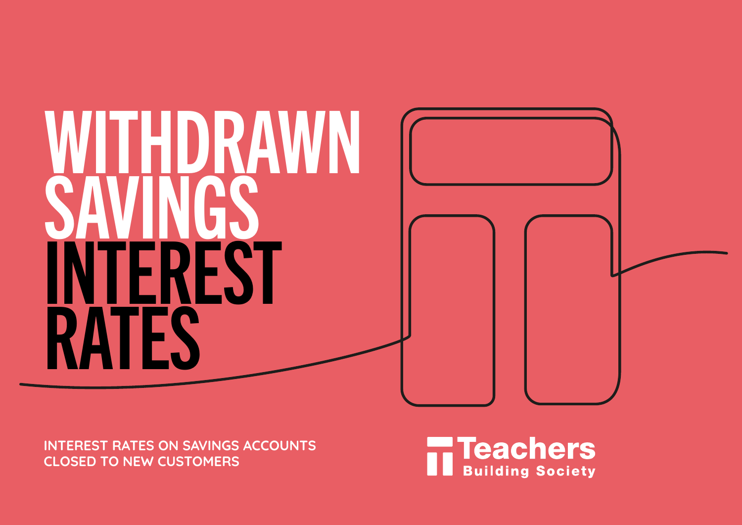# WITHDRAWN SAVINGS INTEREST RATES

INTEREST RATES ON SAVINGS ACCOUNTS CLOSED TO NEW CUSTOMERS

Teachers Building Society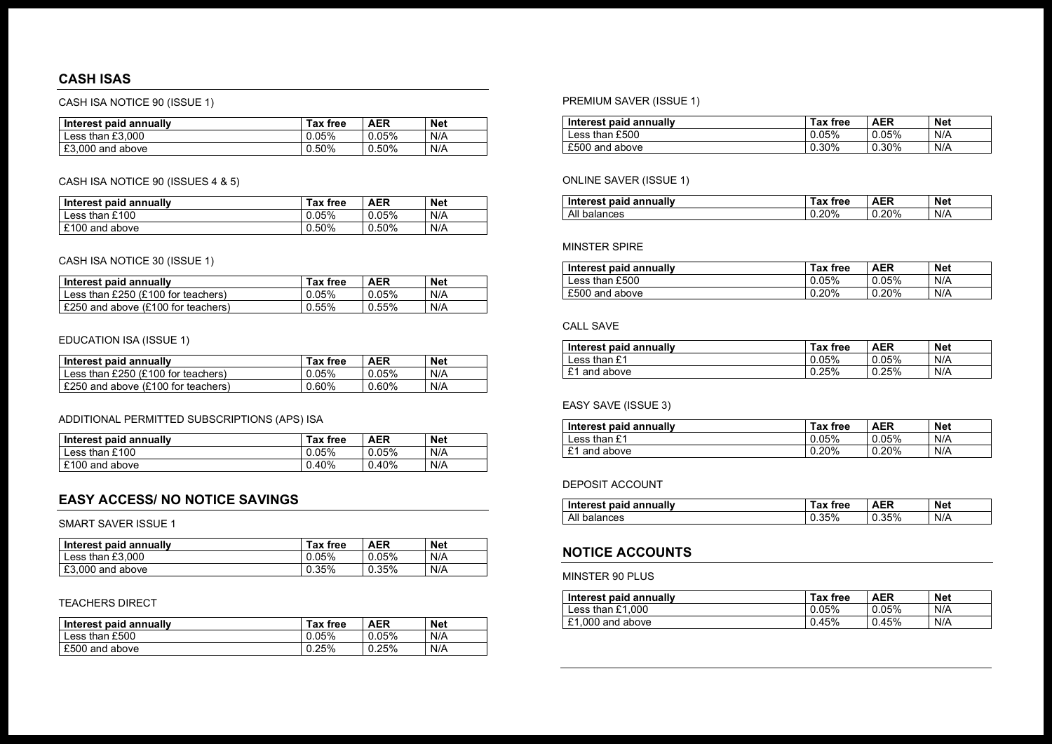## CASH ISAS

CASH ISA NOTICE 90 (ISSUE 1)

| Interest paid annually | Tax free | AER | Net |
| --- | --- | --- | --- |
| Less than £3,000 | 0.05% | 0.05% | N/A |
| £3,000 and above | 0.50% | 0.50% | N/A |

CASH ISA NOTICE 90 (ISSUES 4 & 5)

| Interest paid annually | Tax free | AER | Net |
| --- | --- | --- | --- |
| Less than £100 | 0.05% | 0.05% | N/A |
| £100 and above | 0.50% | 0.50% | N/A |

CASH ISA NOTICE 30 (ISSUE 1)

| Interest paid annually | Tax free | AER | Net |
| --- | --- | --- | --- |
| Less than £250 (£100 for teachers) | 0.05% | 0.05% | N/A |
| £250 and above (£100 for teachers) | 0.55% | 0.55% | N/A |

EDUCATION ISA (ISSUE 1)

| Interest paid annually | Tax free | AER | Net |
| --- | --- | --- | --- |
| Less than £250 (£100 for teachers) | 0.05% | 0.05% | N/A |
| £250 and above (£100 for teachers) | 0.60% | 0.60% | N/A |

ADDITIONAL PERMITTED SUBSCRIPTIONS (APS) ISA

| Interest paid annually | Tax free | AER | Net |
| --- | --- | --- | --- |
| Less than £100 | 0.05% | 0.05% | N/A |
| £100 and above | 0.40% | 0.40% | N/A |

## EASY ACCESS/ NO NOTICE SAVINGS

SMART SAVER ISSUE 1

| Interest paid annually | Tax free | AER | Net |
| --- | --- | --- | --- |
| Less than £3,000 | 0.05% | 0.05% | N/A |
| £3,000 and above | 0.35% | 0.35% | N/A |

TEACHERS DIRECT

| Interest paid annually | Tax free | AER | Net |
| --- | --- | --- | --- |
| Less than £500 | 0.05% | 0.05% | N/A |
| £500 and above | 0.25% | 0.25% | N/A |

PREMIUM SAVER (ISSUE 1)

| Interest paid annually | Tax free | AER | Net |
| --- | --- | --- | --- |
| Less than £500 | 0.05% | 0.05% | N/A |
| £500 and above | 0.30% | 0.30% | N/A |

ONLINE SAVER (ISSUE 1)

| Interest paid annually | Tax free | AER | Net |
| --- | --- | --- | --- |
| All balances | 0.20% | 0.20% | N/A |

MINSTER SPIRE

| Interest paid annually | Tax free | AER | Net |
| --- | --- | --- | --- |
| Less than £500 | 0.05% | 0.05% | N/A |
| £500 and above | 0.20% | 0.20% | N/A |

CALL SAVE

| Interest paid annually | Tax free | AER | Net |
| --- | --- | --- | --- |
| Less than £1 | 0.05% | 0.05% | N/A |
| £1 and above | 0.25% | 0.25% | N/A |

EASY SAVE (ISSUE 3)

| Interest paid annually | Tax free | AER | Net |
| --- | --- | --- | --- |
| Less than £1 | 0.05% | 0.05% | N/A |
| £1 and above | 0.20% | 0.20% | N/A |

DEPOSIT ACCOUNT

| Interest paid annually | Tax free | AER | Net |
| --- | --- | --- | --- |
| All balances | 0.35% | 0.35% | N/A |

## NOTICE ACCOUNTS

MINSTER 90 PLUS

| Interest paid annually | Tax free | AER | Net |
| --- | --- | --- | --- |
| Less than £1,000 | 0.05% | 0.05% | N/A |
| £1,000 and above | 0.45% | 0.45% | N/A |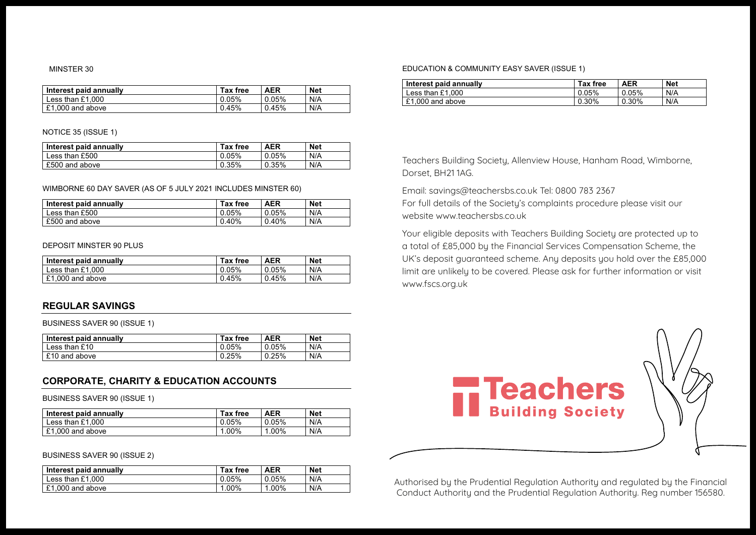MINSTER 30

| Interest paid annually | Tax free | AER | Net |
|---|---|---|---|
| Less than £1,000 | 0.05% | 0.05% | N/A |
| £1,000 and above | 0.45% | 0.45% | N/A |

NOTICE 35 (ISSUE 1)

| Interest paid annually | Tax free | AER | Net |
|---|---|---|---|
| Less than £500 | 0.05% | 0.05% | N/A |
| £500 and above | 0.35% | 0.35% | N/A |

WIMBORNE 60 DAY SAVER (AS OF 5 JULY 2021 INCLUDES MINSTER 60)

| Interest paid annually | Tax free | AER | Net |
|---|---|---|---|
| Less than £500 | 0.05% | 0.05% | N/A |
| £500 and above | 0.40% | 0.40% | N/A |

DEPOSIT MINSTER 90 PLUS

| Interest paid annually | Tax free | AER | Net |
|---|---|---|---|
| Less than £1,000 | 0.05% | 0.05% | N/A |
| £1,000 and above | 0.45% | 0.45% | N/A |

## REGULAR SAVINGS

BUSINESS SAVER 90 (ISSUE 1)

| Interest paid annually | Tax free | AER | Net |
|---|---|---|---|
| Less than £10 | 0.05% | 0.05% | N/A |
| £10 and above | 0.25% | 0.25% | N/A |

## CORPORATE, CHARITY & EDUCATION ACCOUNTS

BUSINESS SAVER 90 (ISSUE 1)

| Interest paid annually | Tax free | AER | Net |
|---|---|---|---|
| Less than £1,000 | 0.05% | 0.05% | N/A |
| £1,000 and above | 1.00% | 1.00% | N/A |

BUSINESS SAVER 90 (ISSUE 2)

| Interest paid annually | Tax free | AER | Net |
|---|---|---|---|
| Less than £1,000 | 0.05% | 0.05% | N/A |
| £1,000 and above | 1.00% | 1.00% | N/A |

EDUCATION & COMMUNITY EASY SAVER (ISSUE 1)

| Interest paid annually | Tax free | AER | Net |
|---|---|---|---|
| Less than £1,000 | 0.05% | 0.05% | N/A |
| £1,000 and above | 0.30% | 0.30% | N/A |

Teachers Building Society, Allenview House, Hanham Road, Wimborne, Dorset, BH21 1AG.

Email: savings@teachersbs.co.uk Tel: 0800 783 2367
For full details of the Society's complaints procedure please visit our website www.teachersbs.co.uk

Your eligible deposits with Teachers Building Society are protected up to a total of £85,000 by the Financial Services Compensation Scheme, the UK's deposit guaranteed scheme. Any deposits you hold over the £85,000 limit are unlikely to be covered. Please ask for further information or visit www.fscs.org.uk

Teachers Building Society

Authorised by the Prudential Regulation Authority and regulated by the Financial Conduct Authority and the Prudential Regulation Authority. Reg number 156580.